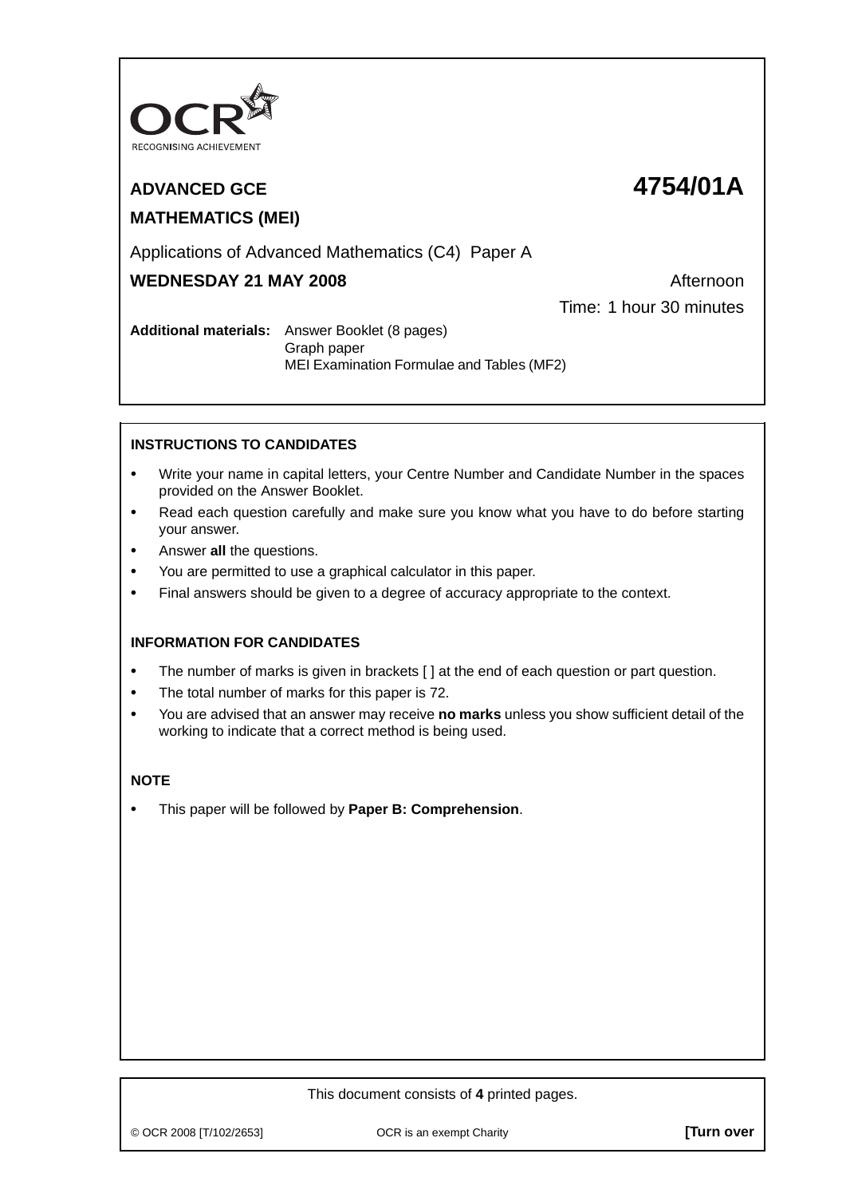OCR
RECOGNISING ACHIEVEMENT

# ADVANCED GCE 4754/01A

## MATHEMATICS (MEI)

Applications of Advanced Mathematics (C4) Paper A

**WEDNESDAY 21 MAY 2008** Afternoon

Time: 1 hour 30 minutes

**Additional materials:** Answer Booklet (8 pages)
Graph paper
MEI Examination Formulae and Tables (MF2)

### INSTRUCTIONS TO CANDIDATES

- Write your name in capital letters, your Centre Number and Candidate Number in the spaces provided on the Answer Booklet.
- Read each question carefully and make sure you know what you have to do before starting your answer.
- Answer **all** the questions.
- You are permitted to use a graphical calculator in this paper.
- Final answers should be given to a degree of accuracy appropriate to the context.

### INFORMATION FOR CANDIDATES

- The number of marks is given in brackets [ ] at the end of each question or part question.
- The total number of marks for this paper is 72.
- You are advised that an answer may receive **no marks** unless you show sufficient detail of the working to indicate that a correct method is being used.

### NOTE

- This paper will be followed by **Paper B: Comprehension**.

This document consists of **4** printed pages.

© OCR 2008 [T/102/2653] OCR is an exempt Charity **[Turn over**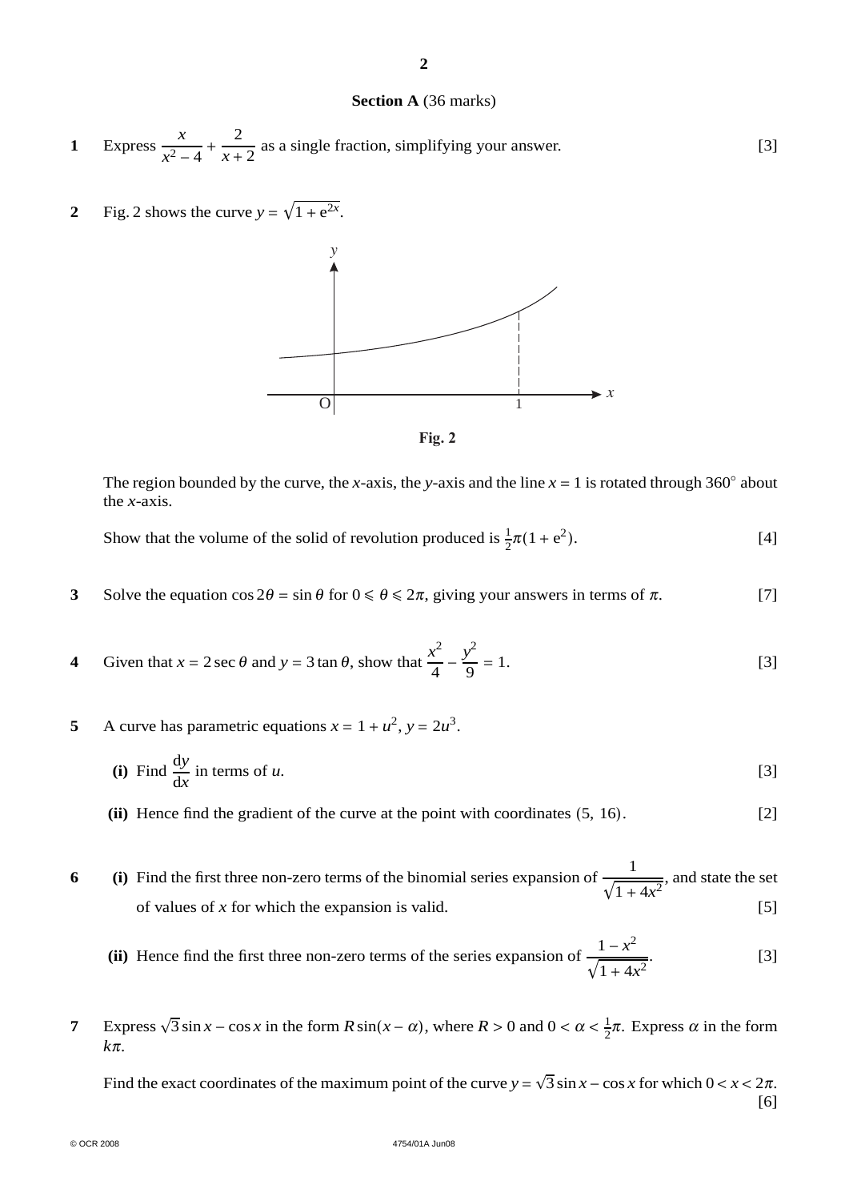## Section A (36 marks)

**1** Express $\dfrac{x}{x^2 - 4} + \dfrac{2}{x + 2}$ as a single fraction, simplifying your answer. [3]

**2** Fig. 2 shows the curve $y = \sqrt{1 + e^{2x}}$.

**Fig. 2**

The region bounded by the curve, the $x$-axis, the $y$-axis and the line $x = 1$ is rotated through $360^\circ$ about the $x$-axis.

Show that the volume of the solid of revolution produced is $\frac{1}{2}\pi(1 + e^2)$. [4]

**3** Solve the equation $\cos 2\theta = \sin\theta$ for $0 \leqslant \theta \leqslant 2\pi$, giving your answers in terms of $\pi$. [7]

**4** Given that $x = 2\sec\theta$ and $y = 3\tan\theta$, show that $\dfrac{x^2}{4} - \dfrac{y^2}{9} = 1$. [3]

**5** A curve has parametric equations $x = 1 + u^2$, $y = 2u^3$.

**(i)** Find $\dfrac{dy}{dx}$ in terms of $u$. [3]

**(ii)** Hence find the gradient of the curve at the point with coordinates $(5, 16)$. [2]

**6** **(i)** Find the first three non-zero terms of the binomial series expansion of $\dfrac{1}{\sqrt{1 + 4x^2}}$, and state the set of values of $x$ for which the expansion is valid. [5]

**(ii)** Hence find the first three non-zero terms of the series expansion of $\dfrac{1 - x^2}{\sqrt{1 + 4x^2}}$. [3]

**7** Express $\sqrt{3}\sin x - \cos x$ in the form $R\sin(x - \alpha)$, where $R > 0$ and $0 < \alpha < \frac{1}{2}\pi$. Express $\alpha$ in the form $k\pi$.

Find the exact coordinates of the maximum point of the curve $y = \sqrt{3}\sin x - \cos x$ for which $0 < x < 2\pi$. [6]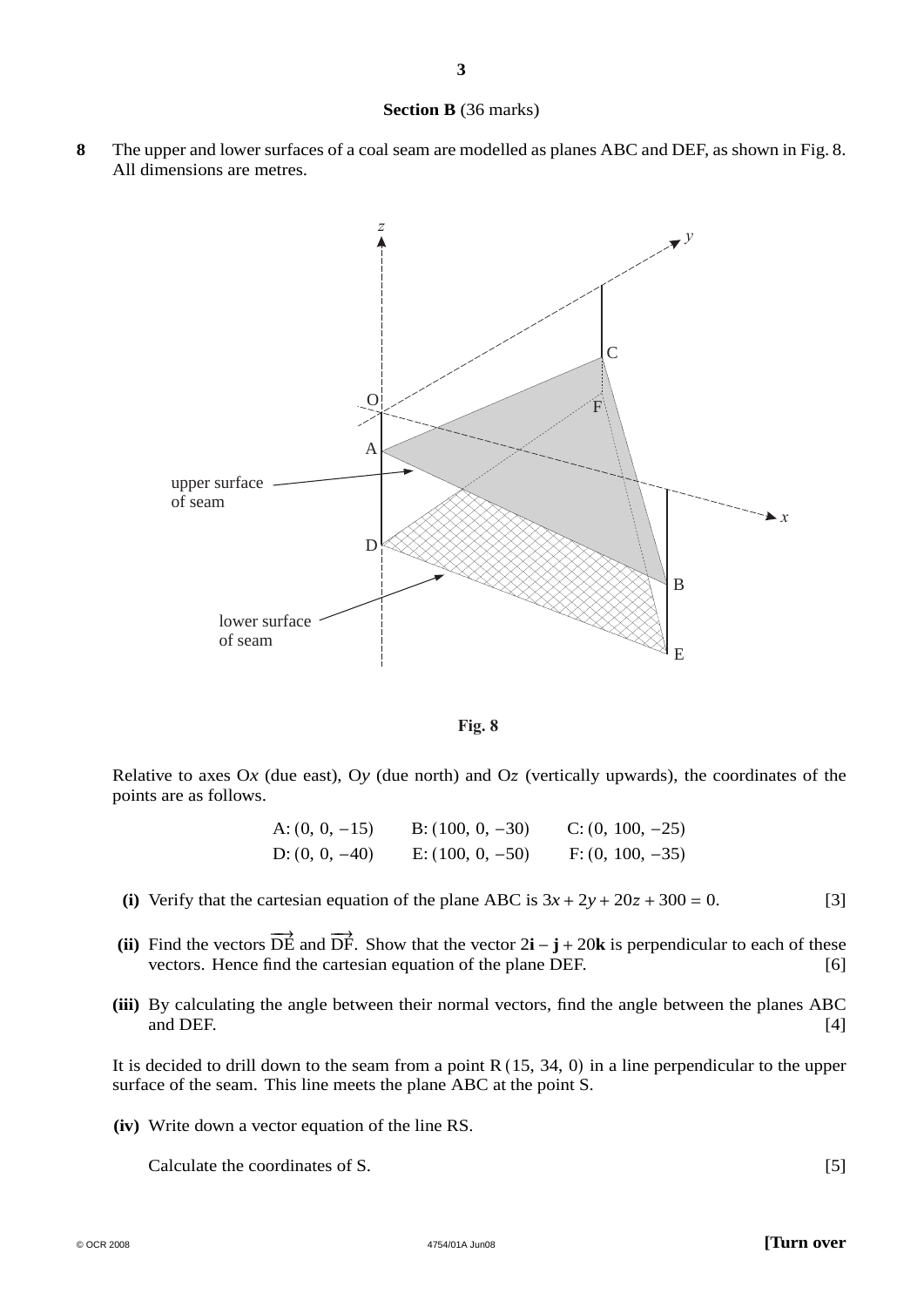**Section B** (36 marks)

**8** The upper and lower surfaces of a coal seam are modelled as planes ABC and DEF, as shown in Fig. 8. All dimensions are metres.

**Fig. 8**

Relative to axes O$x$ (due east), O$y$ (due north) and O$z$ (vertically upwards), the coordinates of the points are as follows.

A: $(0, 0, -15)$ B: $(100, 0, -30)$ C: $(0, 100, -25)$

D: $(0, 0, -40)$ E: $(100, 0, -50)$ F: $(0, 100, -35)$

**(i)** Verify that the cartesian equation of the plane ABC is $3x + 2y + 20z + 300 = 0$. [3]

**(ii)** Find the vectors $\overrightarrow{DE}$ and $\overrightarrow{DF}$. Show that the vector $2\mathbf{i} - \mathbf{j} + 20\mathbf{k}$ is perpendicular to each of these vectors. Hence find the cartesian equation of the plane DEF. [6]

**(iii)** By calculating the angle between their normal vectors, find the angle between the planes ABC and DEF. [4]

It is decided to drill down to the seam from a point R $(15, 34, 0)$ in a line perpendicular to the upper surface of the seam. This line meets the plane ABC at the point S.

**(iv)** Write down a vector equation of the line RS.

Calculate the coordinates of S. [5]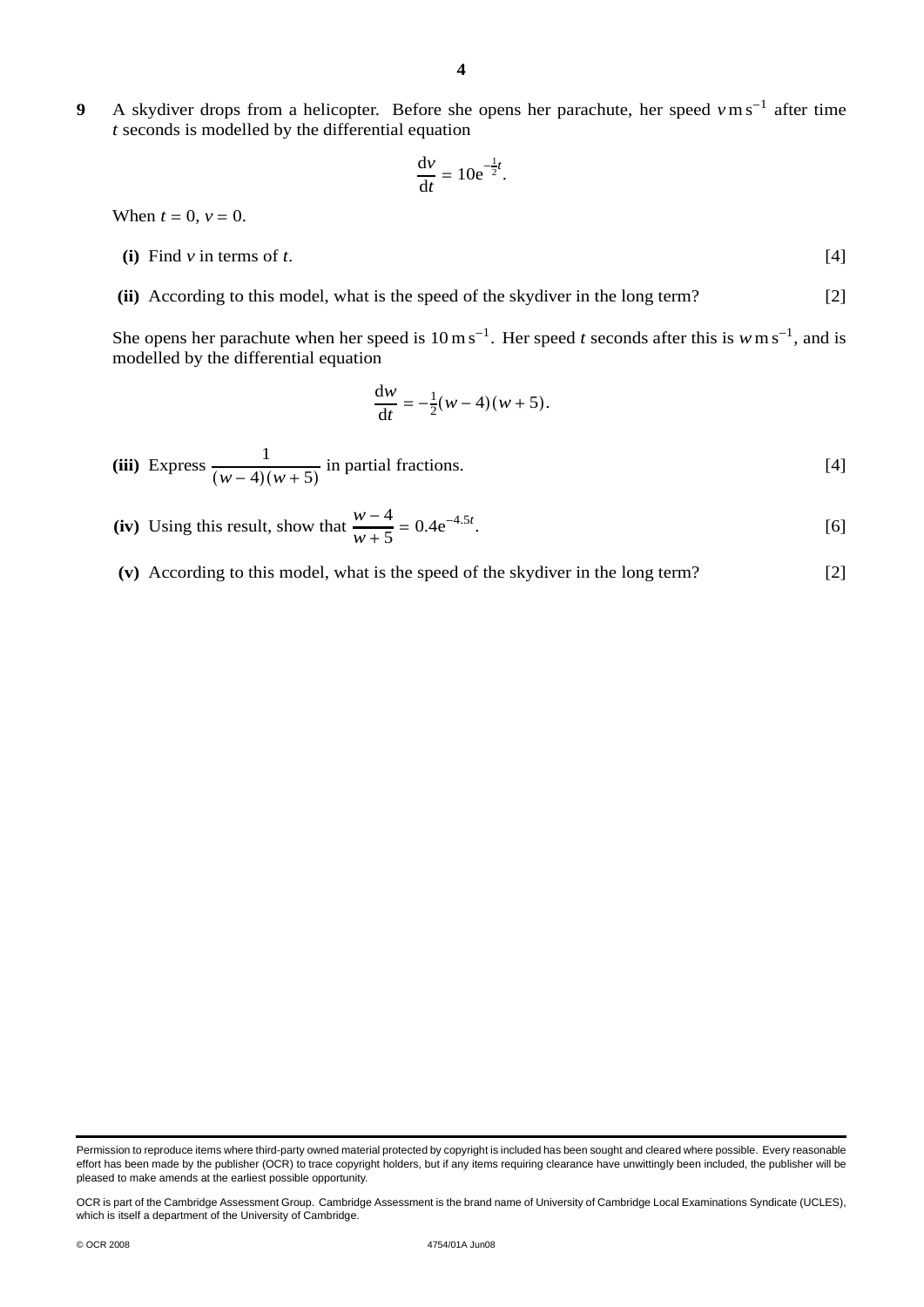**9** A skydiver drops from a helicopter. Before she opens her parachute, her speed $v\,\mathrm{m\,s^{-1}}$ after time $t$ seconds is modelled by the differential equation

$$\frac{\mathrm{d}v}{\mathrm{d}t} = 10\mathrm{e}^{-\frac{1}{2}t}.$$

When $t = 0$, $v = 0$.

**(i)** Find $v$ in terms of $t$. [4]

**(ii)** According to this model, what is the speed of the skydiver in the long term? [2]

She opens her parachute when her speed is $10\,\mathrm{m\,s^{-1}}$. Her speed $t$ seconds after this is $w\,\mathrm{m\,s^{-1}}$, and is modelled by the differential equation

$$\frac{\mathrm{d}w}{\mathrm{d}t} = -\tfrac{1}{2}(w-4)(w+5).$$

**(iii)** Express $\dfrac{1}{(w-4)(w+5)}$ in partial fractions. [4]

**(iv)** Using this result, show that $\dfrac{w-4}{w+5} = 0.4\mathrm{e}^{-4.5t}$. [6]

**(v)** According to this model, what is the speed of the skydiver in the long term? [2]

Permission to reproduce items where third-party owned material protected by copyright is included has been sought and cleared where possible. Every reasonable effort has been made by the publisher (OCR) to trace copyright holders, but if any items requiring clearance have unwittingly been included, the publisher will be pleased to make amends at the earliest possible opportunity.

OCR is part of the Cambridge Assessment Group. Cambridge Assessment is the brand name of University of Cambridge Local Examinations Syndicate (UCLES), which is itself a department of the University of Cambridge.